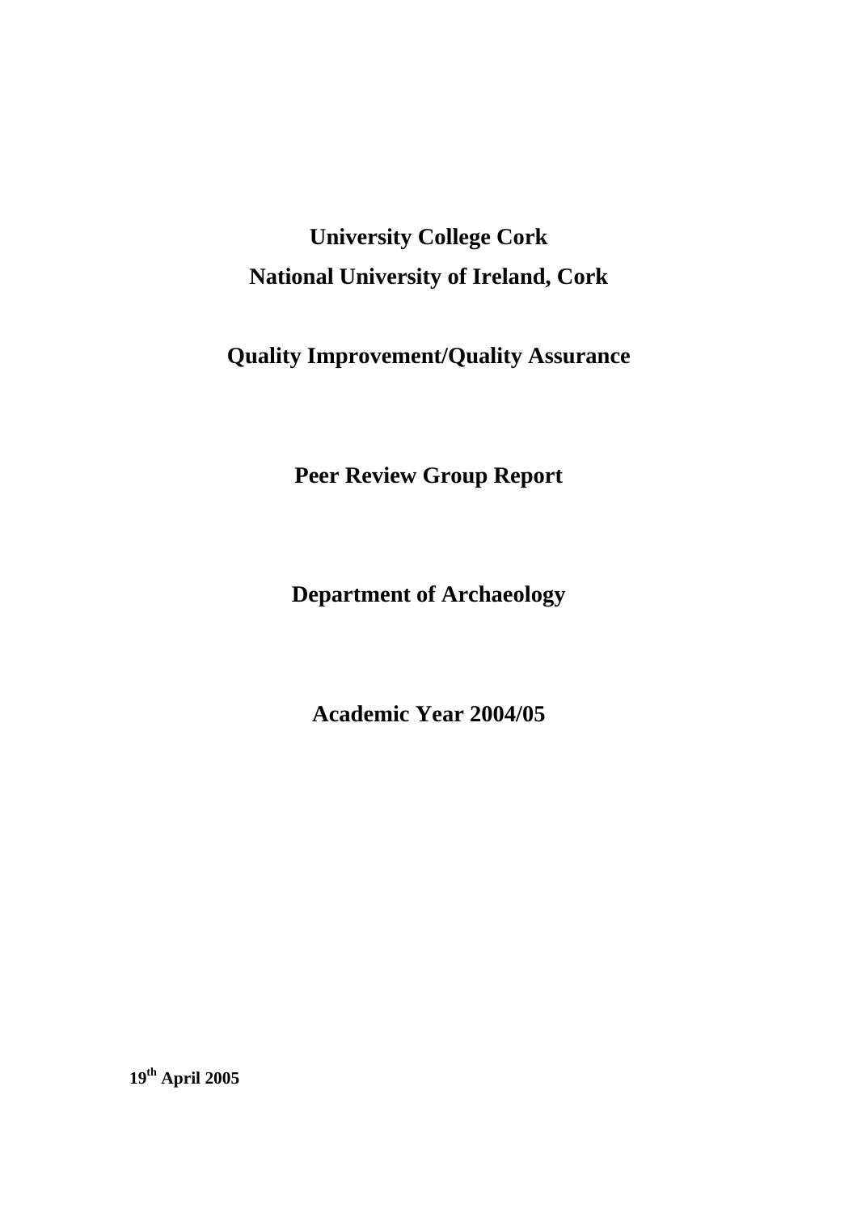# University College Cork

# National University of Ireland, Cork

## Quality Improvement/Quality Assurance

## Peer Review Group Report

## Department of Archaeology

## Academic Year 2004/05

**19th April 2005**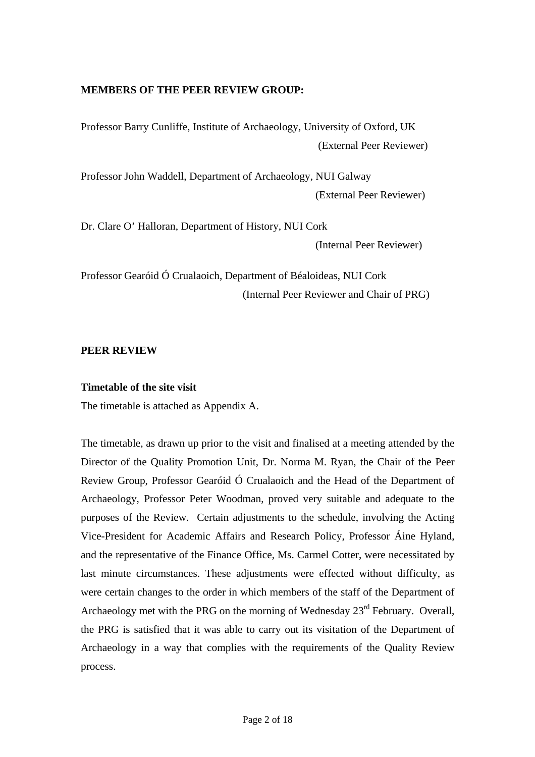**MEMBERS OF THE PEER REVIEW GROUP:**

Professor Barry Cunliffe, Institute of Archaeology, University of Oxford, UK
(External Peer Reviewer)

Professor John Waddell, Department of Archaeology, NUI Galway
(External Peer Reviewer)

Dr. Clare O' Halloran, Department of History, NUI Cork
(Internal Peer Reviewer)

Professor Gearóid Ó Crualaoich, Department of Béaloideas, NUI Cork
(Internal Peer Reviewer and Chair of PRG)

**PEER REVIEW**

**Timetable of the site visit**

The timetable is attached as Appendix A.

The timetable, as drawn up prior to the visit and finalised at a meeting attended by the Director of the Quality Promotion Unit, Dr. Norma M. Ryan, the Chair of the Peer Review Group, Professor Gearóid Ó Crualaoich and the Head of the Department of Archaeology, Professor Peter Woodman, proved very suitable and adequate to the purposes of the Review. Certain adjustments to the schedule, involving the Acting Vice-President for Academic Affairs and Research Policy, Professor Áine Hyland, and the representative of the Finance Office, Ms. Carmel Cotter, were necessitated by last minute circumstances. These adjustments were effected without difficulty, as were certain changes to the order in which members of the staff of the Department of Archaeology met with the PRG on the morning of Wednesday 23rd February. Overall, the PRG is satisfied that it was able to carry out its visitation of the Department of Archaeology in a way that complies with the requirements of the Quality Review process.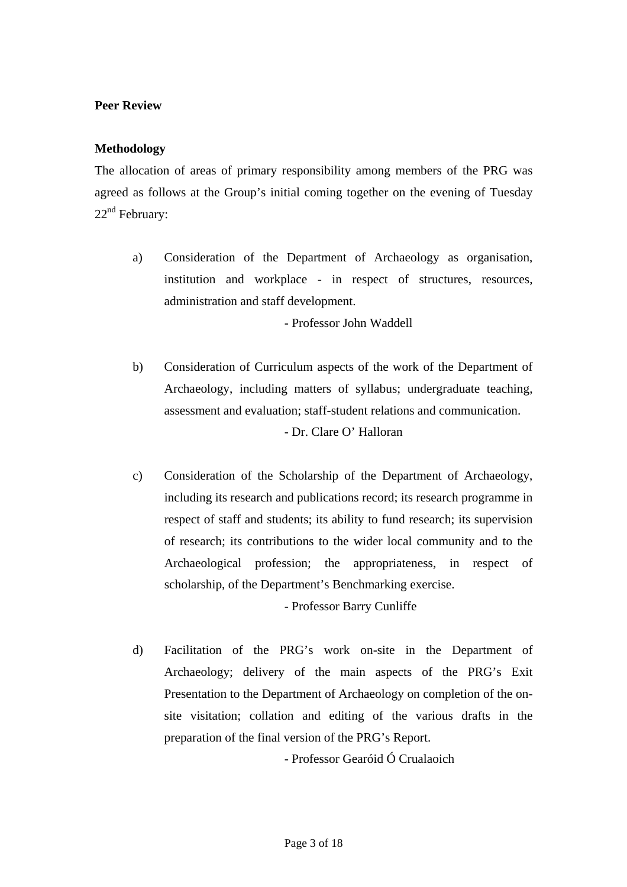**Peer Review**

**Methodology**

The allocation of areas of primary responsibility among members of the PRG was agreed as follows at the Group's initial coming together on the evening of Tuesday 22nd February:

a) Consideration of the Department of Archaeology as organisation, institution and workplace - in respect of structures, resources, administration and staff development.

- Professor John Waddell

b) Consideration of Curriculum aspects of the work of the Department of Archaeology, including matters of syllabus; undergraduate teaching, assessment and evaluation; staff-student relations and communication.

- Dr. Clare O' Halloran

c) Consideration of the Scholarship of the Department of Archaeology, including its research and publications record; its research programme in respect of staff and students; its ability to fund research; its supervision of research; its contributions to the wider local community and to the Archaeological profession; the appropriateness, in respect of scholarship, of the Department's Benchmarking exercise.

- Professor Barry Cunliffe

d) Facilitation of the PRG's work on-site in the Department of Archaeology; delivery of the main aspects of the PRG's Exit Presentation to the Department of Archaeology on completion of the on-site visitation; collation and editing of the various drafts in the preparation of the final version of the PRG's Report.

- Professor Gearóid Ó Crualaoich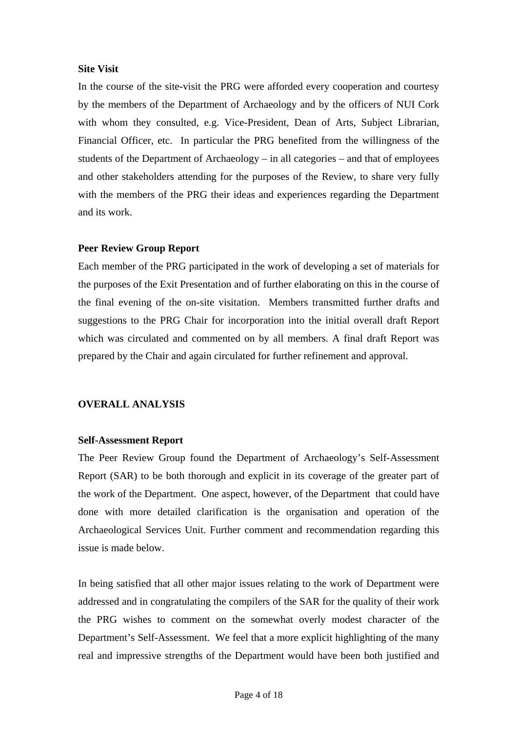**Site Visit**

In the course of the site-visit the PRG were afforded every cooperation and courtesy by the members of the Department of Archaeology and by the officers of NUI Cork with whom they consulted, e.g. Vice-President, Dean of Arts, Subject Librarian, Financial Officer, etc. In particular the PRG benefited from the willingness of the students of the Department of Archaeology – in all categories – and that of employees and other stakeholders attending for the purposes of the Review, to share very fully with the members of the PRG their ideas and experiences regarding the Department and its work.

**Peer Review Group Report**

Each member of the PRG participated in the work of developing a set of materials for the purposes of the Exit Presentation and of further elaborating on this in the course of the final evening of the on-site visitation. Members transmitted further drafts and suggestions to the PRG Chair for incorporation into the initial overall draft Report which was circulated and commented on by all members. A final draft Report was prepared by the Chair and again circulated for further refinement and approval.

## OVERALL ANALYSIS

**Self-Assessment Report**

The Peer Review Group found the Department of Archaeology's Self-Assessment Report (SAR) to be both thorough and explicit in its coverage of the greater part of the work of the Department. One aspect, however, of the Department that could have done with more detailed clarification is the organisation and operation of the Archaeological Services Unit. Further comment and recommendation regarding this issue is made below.

In being satisfied that all other major issues relating to the work of Department were addressed and in congratulating the compilers of the SAR for the quality of their work the PRG wishes to comment on the somewhat overly modest character of the Department's Self-Assessment. We feel that a more explicit highlighting of the many real and impressive strengths of the Department would have been both justified and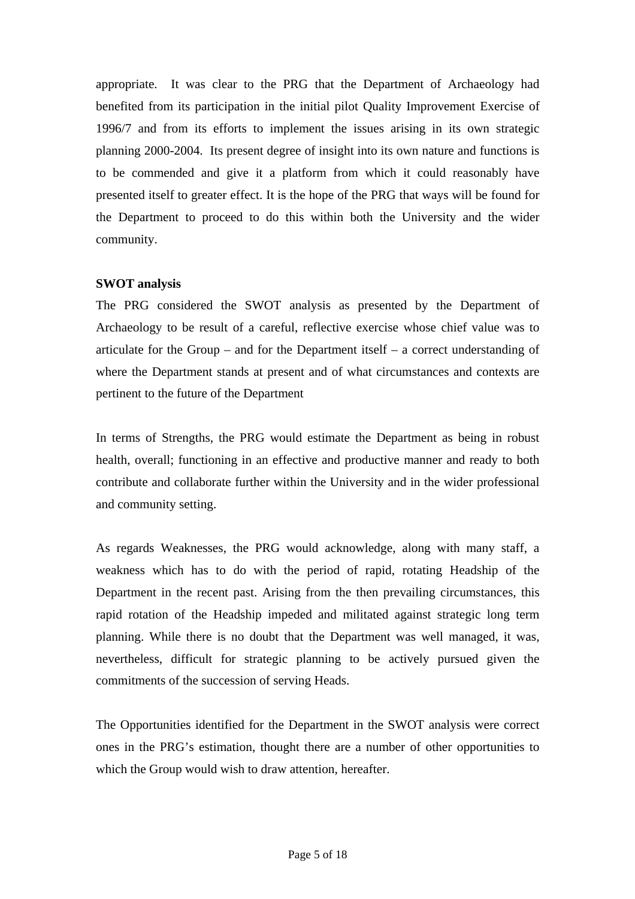appropriate.  It was clear to the PRG that the Department of Archaeology had benefited from its participation in the initial pilot Quality Improvement Exercise of 1996/7 and from its efforts to implement the issues arising in its own strategic planning 2000-2004.  Its present degree of insight into its own nature and functions is to be commended and give it a platform from which it could reasonably have presented itself to greater effect. It is the hope of the PRG that ways will be found for the Department to proceed to do this within both the University and the wider community.

**SWOT analysis**

The PRG considered the SWOT analysis as presented by the Department of Archaeology to be result of a careful, reflective exercise whose chief value was to articulate for the Group – and for the Department itself – a correct understanding of where the Department stands at present and of what circumstances and contexts are pertinent to the future of the Department

In terms of Strengths, the PRG would estimate the Department as being in robust health, overall; functioning in an effective and productive manner and ready to both contribute and collaborate further within the University and in the wider professional and community setting.

As regards Weaknesses, the PRG would acknowledge, along with many staff, a weakness which has to do with the period of rapid, rotating Headship of the Department in the recent past. Arising from the then prevailing circumstances, this rapid rotation of the Headship impeded and militated against strategic long term planning. While there is no doubt that the Department was well managed, it was, nevertheless, difficult for strategic planning to be actively pursued given the commitments of the succession of serving Heads.

The Opportunities identified for the Department in the SWOT analysis were correct ones in the PRG's estimation, thought there are a number of other opportunities to which the Group would wish to draw attention, hereafter.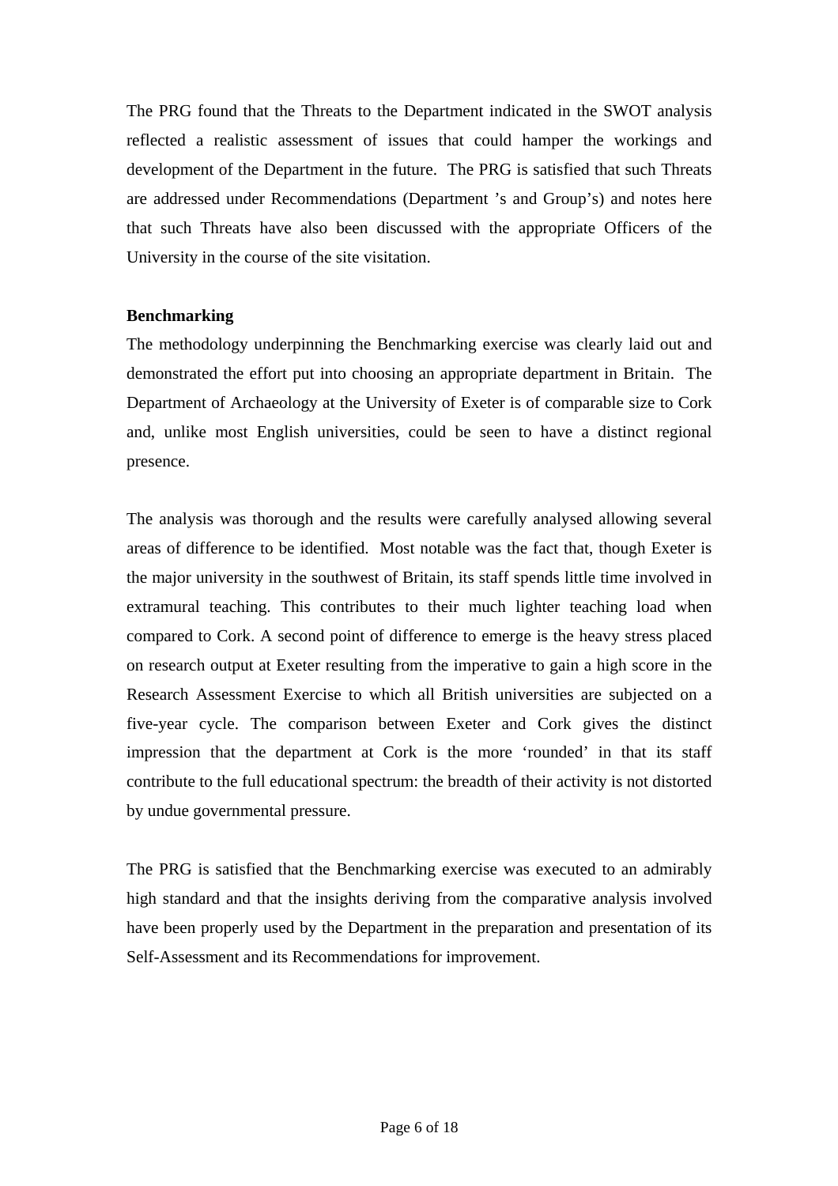The PRG found that the Threats to the Department indicated in the SWOT analysis reflected a realistic assessment of issues that could hamper the workings and development of the Department in the future.  The PRG is satisfied that such Threats are addressed under Recommendations (Department 's and Group's) and notes here that such Threats have also been discussed with the appropriate Officers of the University in the course of the site visitation.

**Benchmarking**

The methodology underpinning the Benchmarking exercise was clearly laid out and demonstrated the effort put into choosing an appropriate department in Britain.  The Department of Archaeology at the University of Exeter is of comparable size to Cork and, unlike most English universities, could be seen to have a distinct regional presence.

The analysis was thorough and the results were carefully analysed allowing several areas of difference to be identified.  Most notable was the fact that, though Exeter is the major university in the southwest of Britain, its staff spends little time involved in extramural teaching. This contributes to their much lighter teaching load when compared to Cork. A second point of difference to emerge is the heavy stress placed on research output at Exeter resulting from the imperative to gain a high score in the Research Assessment Exercise to which all British universities are subjected on a five-year cycle. The comparison between Exeter and Cork gives the distinct impression that the department at Cork is the more 'rounded' in that its staff contribute to the full educational spectrum: the breadth of their activity is not distorted by undue governmental pressure.

The PRG is satisfied that the Benchmarking exercise was executed to an admirably high standard and that the insights deriving from the comparative analysis involved have been properly used by the Department in the preparation and presentation of its Self-Assessment and its Recommendations for improvement.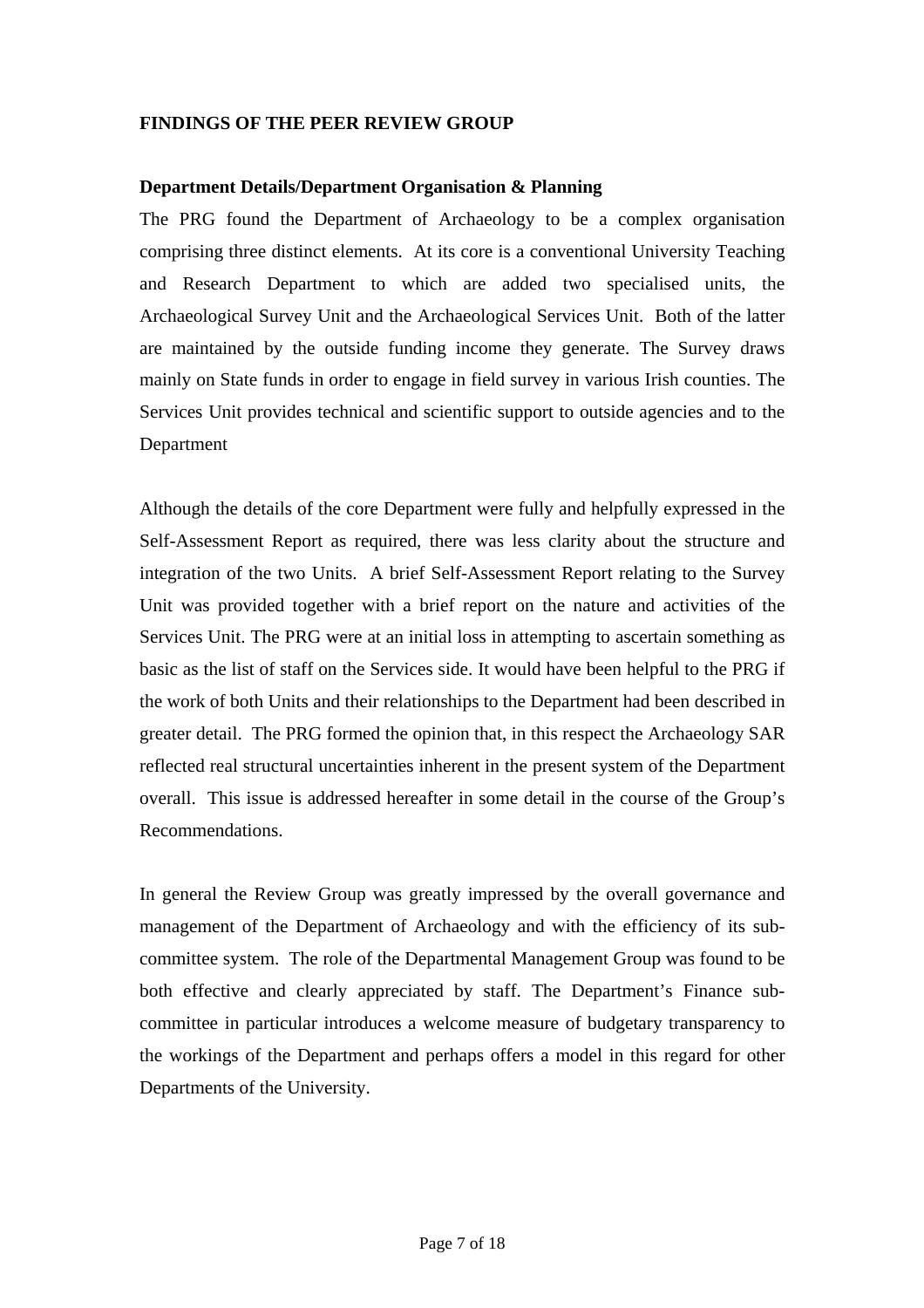**FINDINGS OF THE PEER REVIEW GROUP**

**Department Details/Department Organisation & Planning**

The PRG found the Department of Archaeology to be a complex organisation comprising three distinct elements. At its core is a conventional University Teaching and Research Department to which are added two specialised units, the Archaeological Survey Unit and the Archaeological Services Unit. Both of the latter are maintained by the outside funding income they generate. The Survey draws mainly on State funds in order to engage in field survey in various Irish counties. The Services Unit provides technical and scientific support to outside agencies and to the Department

Although the details of the core Department were fully and helpfully expressed in the Self-Assessment Report as required, there was less clarity about the structure and integration of the two Units. A brief Self-Assessment Report relating to the Survey Unit was provided together with a brief report on the nature and activities of the Services Unit. The PRG were at an initial loss in attempting to ascertain something as basic as the list of staff on the Services side. It would have been helpful to the PRG if the work of both Units and their relationships to the Department had been described in greater detail. The PRG formed the opinion that, in this respect the Archaeology SAR reflected real structural uncertainties inherent in the present system of the Department overall. This issue is addressed hereafter in some detail in the course of the Group's Recommendations.

In general the Review Group was greatly impressed by the overall governance and management of the Department of Archaeology and with the efficiency of its sub-committee system. The role of the Departmental Management Group was found to be both effective and clearly appreciated by staff. The Department's Finance sub-committee in particular introduces a welcome measure of budgetary transparency to the workings of the Department and perhaps offers a model in this regard for other Departments of the University.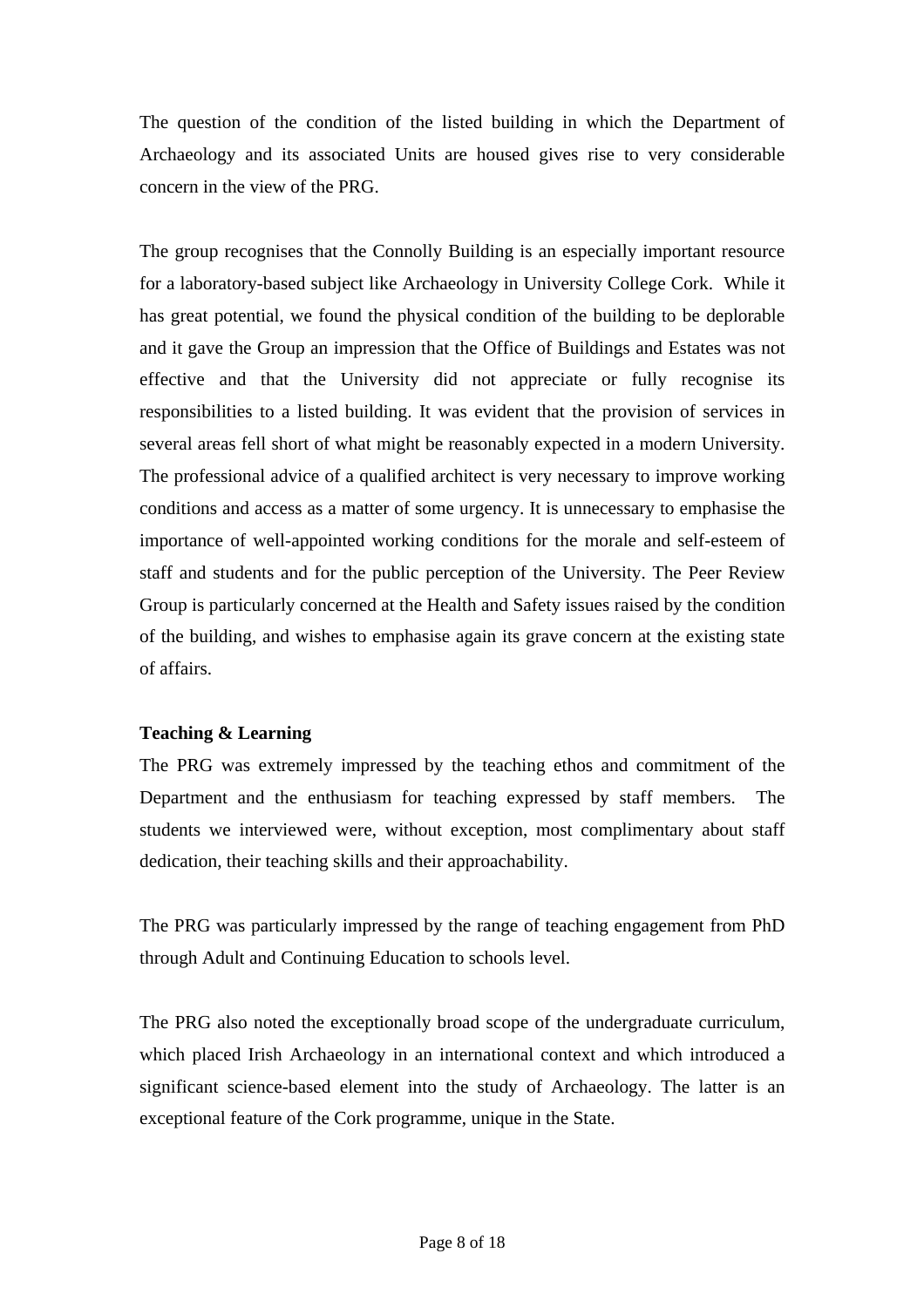The question of the condition of the listed building in which the Department of Archaeology and its associated Units are housed gives rise to very considerable concern in the view of the PRG.

The group recognises that the Connolly Building is an especially important resource for a laboratory-based subject like Archaeology in University College Cork. While it has great potential, we found the physical condition of the building to be deplorable and it gave the Group an impression that the Office of Buildings and Estates was not effective and that the University did not appreciate or fully recognise its responsibilities to a listed building. It was evident that the provision of services in several areas fell short of what might be reasonably expected in a modern University. The professional advice of a qualified architect is very necessary to improve working conditions and access as a matter of some urgency. It is unnecessary to emphasise the importance of well-appointed working conditions for the morale and self-esteem of staff and students and for the public perception of the University. The Peer Review Group is particularly concerned at the Health and Safety issues raised by the condition of the building, and wishes to emphasise again its grave concern at the existing state of affairs.

**Teaching & Learning**

The PRG was extremely impressed by the teaching ethos and commitment of the Department and the enthusiasm for teaching expressed by staff members. The students we interviewed were, without exception, most complimentary about staff dedication, their teaching skills and their approachability.

The PRG was particularly impressed by the range of teaching engagement from PhD through Adult and Continuing Education to schools level.

The PRG also noted the exceptionally broad scope of the undergraduate curriculum, which placed Irish Archaeology in an international context and which introduced a significant science-based element into the study of Archaeology. The latter is an exceptional feature of the Cork programme, unique in the State.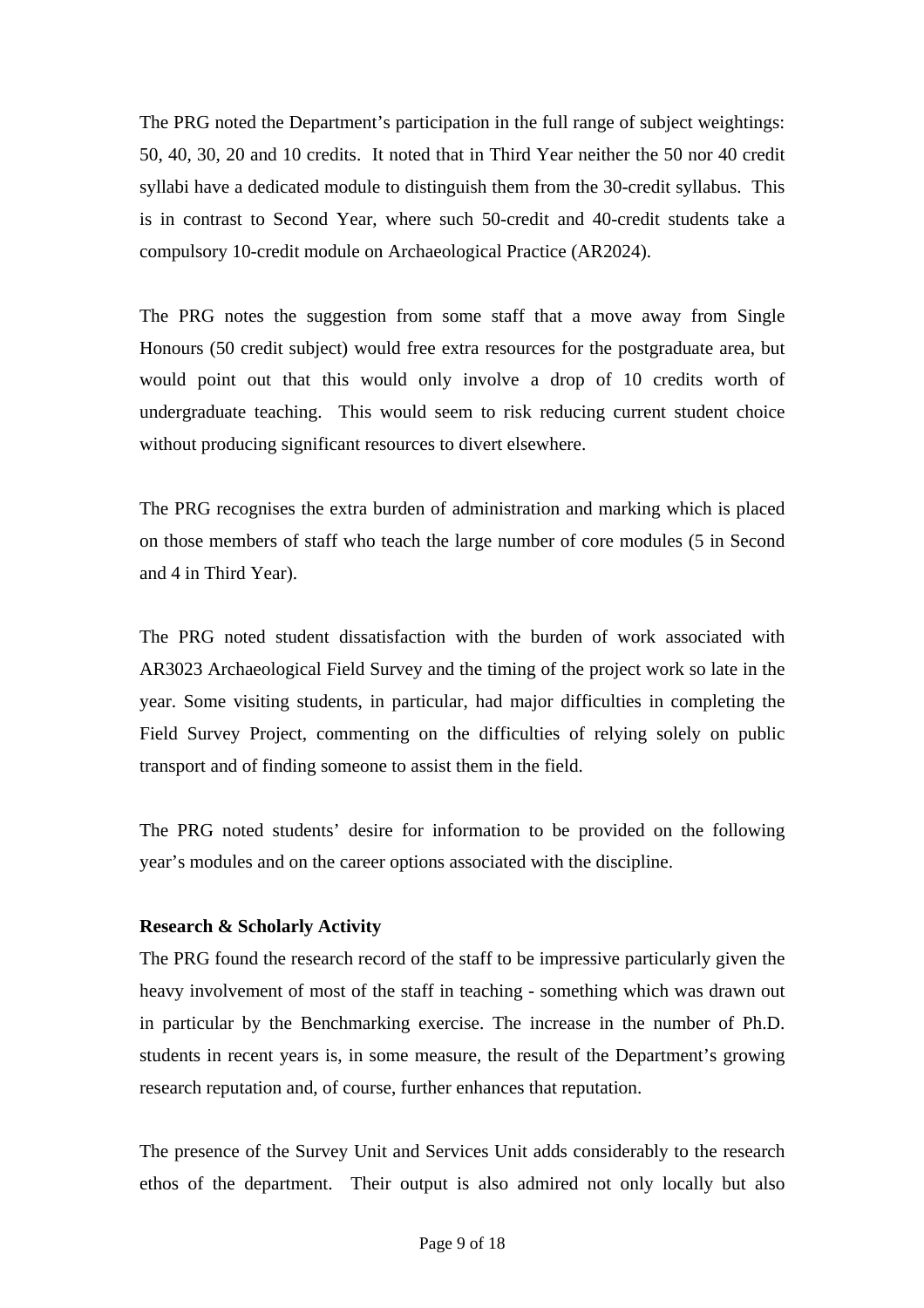The PRG noted the Department's participation in the full range of subject weightings: 50, 40, 30, 20 and 10 credits. It noted that in Third Year neither the 50 nor 40 credit syllabi have a dedicated module to distinguish them from the 30-credit syllabus. This is in contrast to Second Year, where such 50-credit and 40-credit students take a compulsory 10-credit module on Archaeological Practice (AR2024).

The PRG notes the suggestion from some staff that a move away from Single Honours (50 credit subject) would free extra resources for the postgraduate area, but would point out that this would only involve a drop of 10 credits worth of undergraduate teaching. This would seem to risk reducing current student choice without producing significant resources to divert elsewhere.

The PRG recognises the extra burden of administration and marking which is placed on those members of staff who teach the large number of core modules (5 in Second and 4 in Third Year).

The PRG noted student dissatisfaction with the burden of work associated with AR3023 Archaeological Field Survey and the timing of the project work so late in the year. Some visiting students, in particular, had major difficulties in completing the Field Survey Project, commenting on the difficulties of relying solely on public transport and of finding someone to assist them in the field.

The PRG noted students' desire for information to be provided on the following year's modules and on the career options associated with the discipline.

**Research & Scholarly Activity**

The PRG found the research record of the staff to be impressive particularly given the heavy involvement of most of the staff in teaching - something which was drawn out in particular by the Benchmarking exercise. The increase in the number of Ph.D. students in recent years is, in some measure, the result of the Department's growing research reputation and, of course, further enhances that reputation.

The presence of the Survey Unit and Services Unit adds considerably to the research ethos of the department. Their output is also admired not only locally but also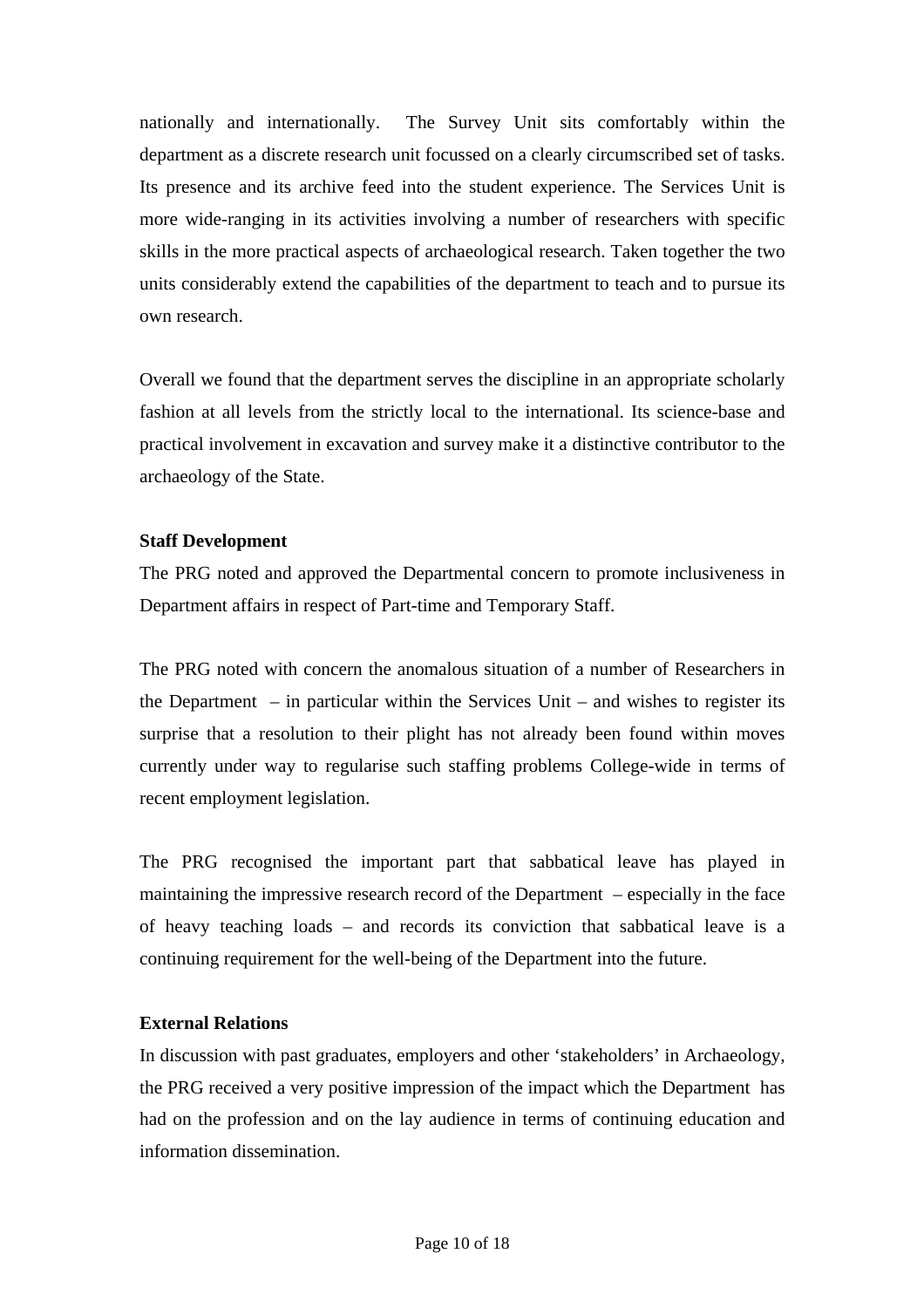nationally and internationally. The Survey Unit sits comfortably within the department as a discrete research unit focussed on a clearly circumscribed set of tasks. Its presence and its archive feed into the student experience. The Services Unit is more wide-ranging in its activities involving a number of researchers with specific skills in the more practical aspects of archaeological research. Taken together the two units considerably extend the capabilities of the department to teach and to pursue its own research.

Overall we found that the department serves the discipline in an appropriate scholarly fashion at all levels from the strictly local to the international. Its science-base and practical involvement in excavation and survey make it a distinctive contributor to the archaeology of the State.

**Staff Development**

The PRG noted and approved the Departmental concern to promote inclusiveness in Department affairs in respect of Part-time and Temporary Staff.

The PRG noted with concern the anomalous situation of a number of Researchers in the Department – in particular within the Services Unit – and wishes to register its surprise that a resolution to their plight has not already been found within moves currently under way to regularise such staffing problems College-wide in terms of recent employment legislation.

The PRG recognised the important part that sabbatical leave has played in maintaining the impressive research record of the Department – especially in the face of heavy teaching loads – and records its conviction that sabbatical leave is a continuing requirement for the well-being of the Department into the future.

**External Relations**

In discussion with past graduates, employers and other 'stakeholders' in Archaeology, the PRG received a very positive impression of the impact which the Department has had on the profession and on the lay audience in terms of continuing education and information dissemination.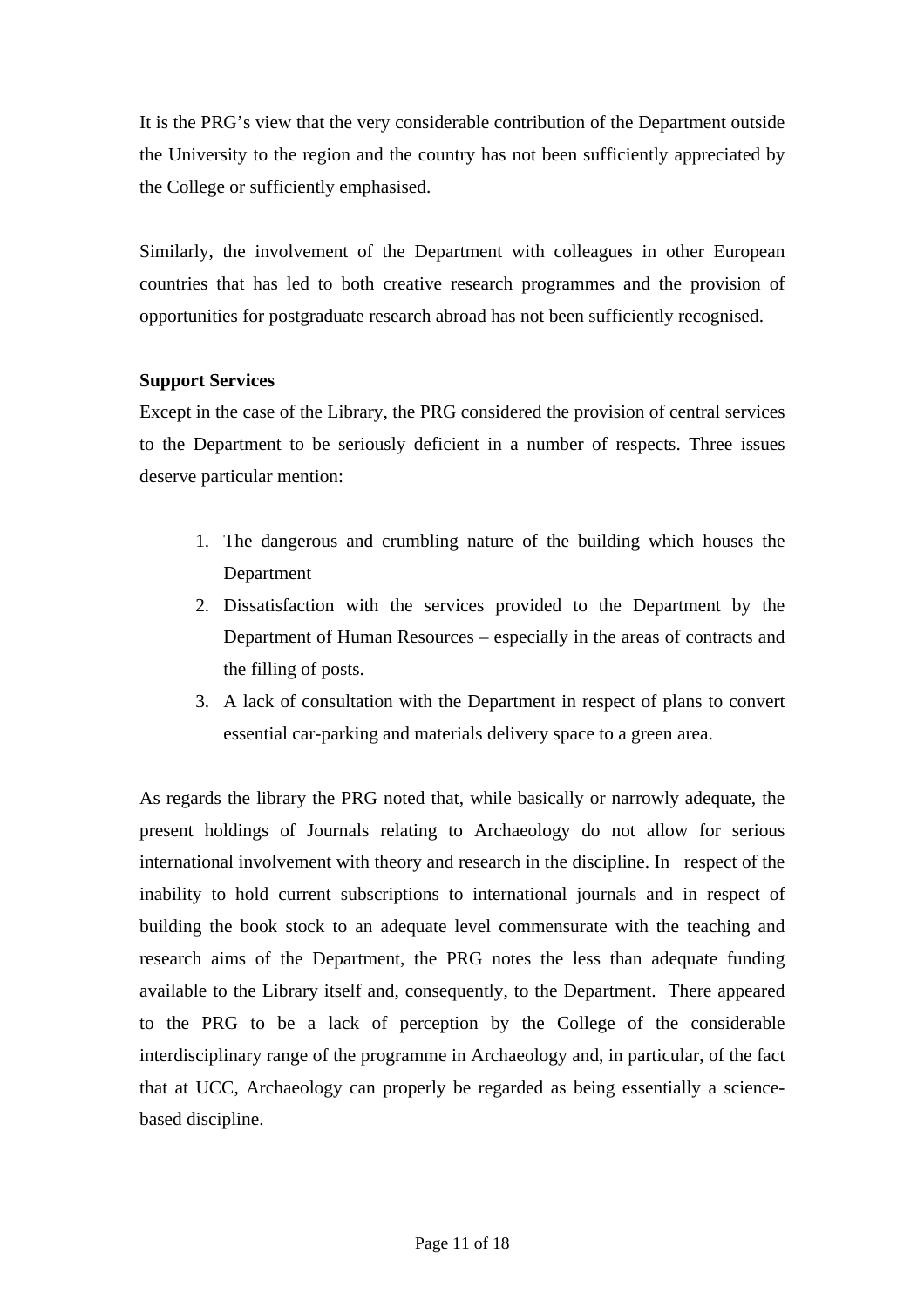It is the PRG's view that the very considerable contribution of the Department outside the University to the region and the country has not been sufficiently appreciated by the College or sufficiently emphasised.

Similarly, the involvement of the Department with colleagues in other European countries that has led to both creative research programmes and the provision of opportunities for postgraduate research abroad has not been sufficiently recognised.

**Support Services**

Except in the case of the Library, the PRG considered the provision of central services to the Department to be seriously deficient in a number of respects. Three issues deserve particular mention:

1. The dangerous and crumbling nature of the building which houses the Department
2. Dissatisfaction with the services provided to the Department by the Department of Human Resources – especially in the areas of contracts and the filling of posts.
3. A lack of consultation with the Department in respect of plans to convert essential car-parking and materials delivery space to a green area.

As regards the library the PRG noted that, while basically or narrowly adequate, the present holdings of Journals relating to Archaeology do not allow for serious international involvement with theory and research in the discipline. In respect of the inability to hold current subscriptions to international journals and in respect of building the book stock to an adequate level commensurate with the teaching and research aims of the Department, the PRG notes the less than adequate funding available to the Library itself and, consequently, to the Department. There appeared to the PRG to be a lack of perception by the College of the considerable interdisciplinary range of the programme in Archaeology and, in particular, of the fact that at UCC, Archaeology can properly be regarded as being essentially a science-based discipline.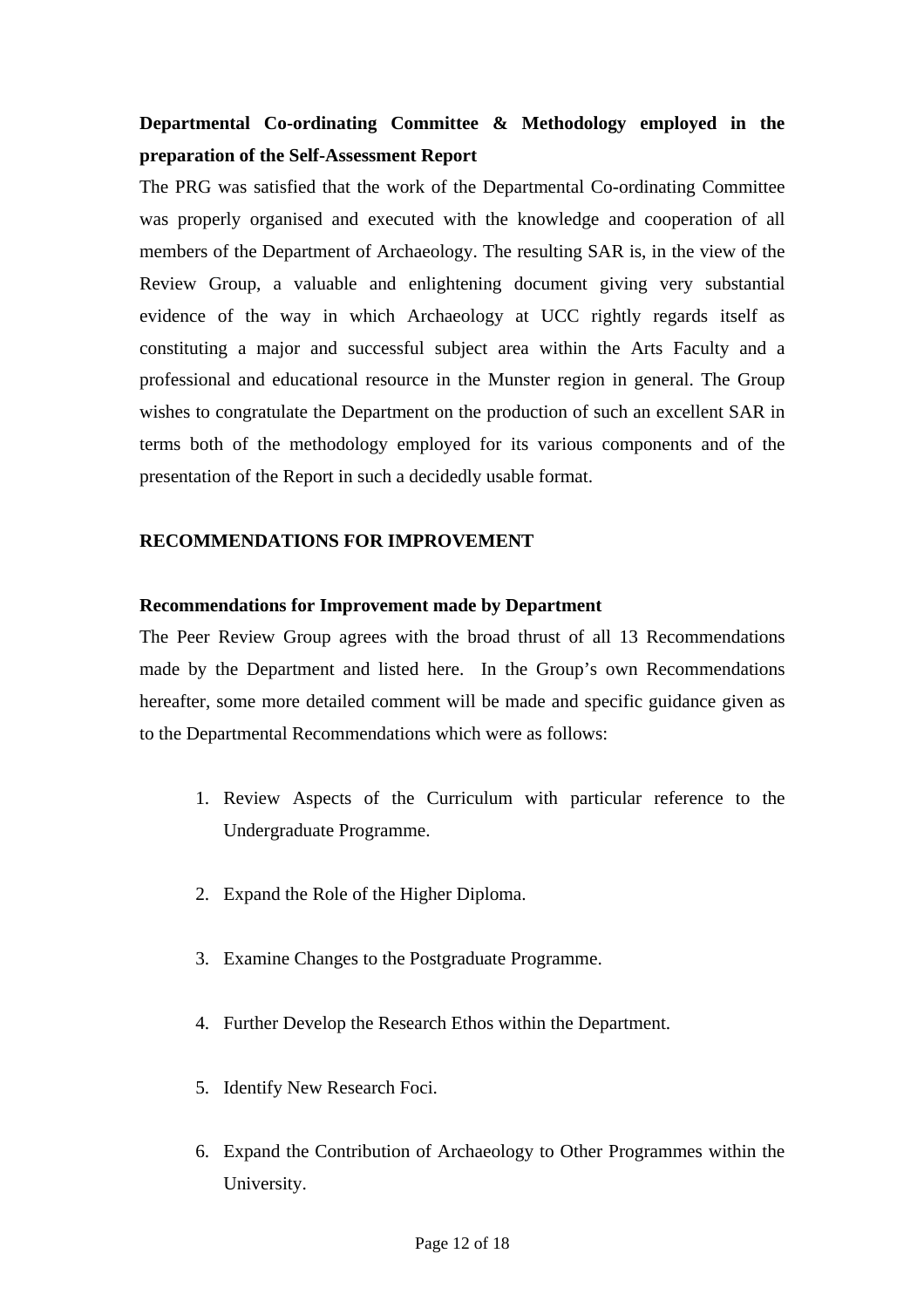**Departmental Co-ordinating Committee & Methodology employed in the preparation of the Self-Assessment Report**

The PRG was satisfied that the work of the Departmental Co-ordinating Committee was properly organised and executed with the knowledge and cooperation of all members of the Department of Archaeology. The resulting SAR is, in the view of the Review Group, a valuable and enlightening document giving very substantial evidence of the way in which Archaeology at UCC rightly regards itself as constituting a major and successful subject area within the Arts Faculty and a professional and educational resource in the Munster region in general. The Group wishes to congratulate the Department on the production of such an excellent SAR in terms both of the methodology employed for its various components and of the presentation of the Report in such a decidedly usable format.

## RECOMMENDATIONS FOR IMPROVEMENT

**Recommendations for Improvement made by Department**

The Peer Review Group agrees with the broad thrust of all 13 Recommendations made by the Department and listed here. In the Group's own Recommendations hereafter, some more detailed comment will be made and specific guidance given as to the Departmental Recommendations which were as follows:

1. Review Aspects of the Curriculum with particular reference to the Undergraduate Programme.

2. Expand the Role of the Higher Diploma.

3. Examine Changes to the Postgraduate Programme.

4. Further Develop the Research Ethos within the Department.

5. Identify New Research Foci.

6. Expand the Contribution of Archaeology to Other Programmes within the University.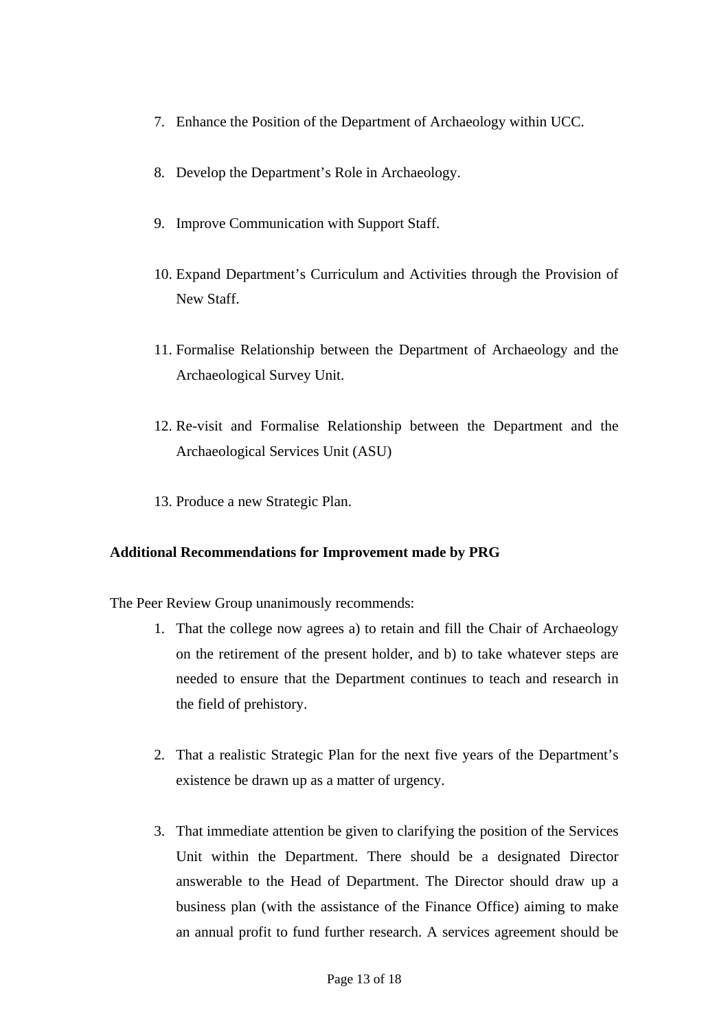7. Enhance the Position of the Department of Archaeology within UCC.

8. Develop the Department's Role in Archaeology.

9. Improve Communication with Support Staff.

10. Expand Department's Curriculum and Activities through the Provision of New Staff.

11. Formalise Relationship between the Department of Archaeology and the Archaeological Survey Unit.

12. Re-visit and Formalise Relationship between the Department and the Archaeological Services Unit (ASU)

13. Produce a new Strategic Plan.

**Additional Recommendations for Improvement made by PRG**

The Peer Review Group unanimously recommends:

1. That the college now agrees a) to retain and fill the Chair of Archaeology on the retirement of the present holder, and b) to take whatever steps are needed to ensure that the Department continues to teach and research in the field of prehistory.

2. That a realistic Strategic Plan for the next five years of the Department's existence be drawn up as a matter of urgency.

3. That immediate attention be given to clarifying the position of the Services Unit within the Department. There should be a designated Director answerable to the Head of Department. The Director should draw up a business plan (with the assistance of the Finance Office) aiming to make an annual profit to fund further research. A services agreement should be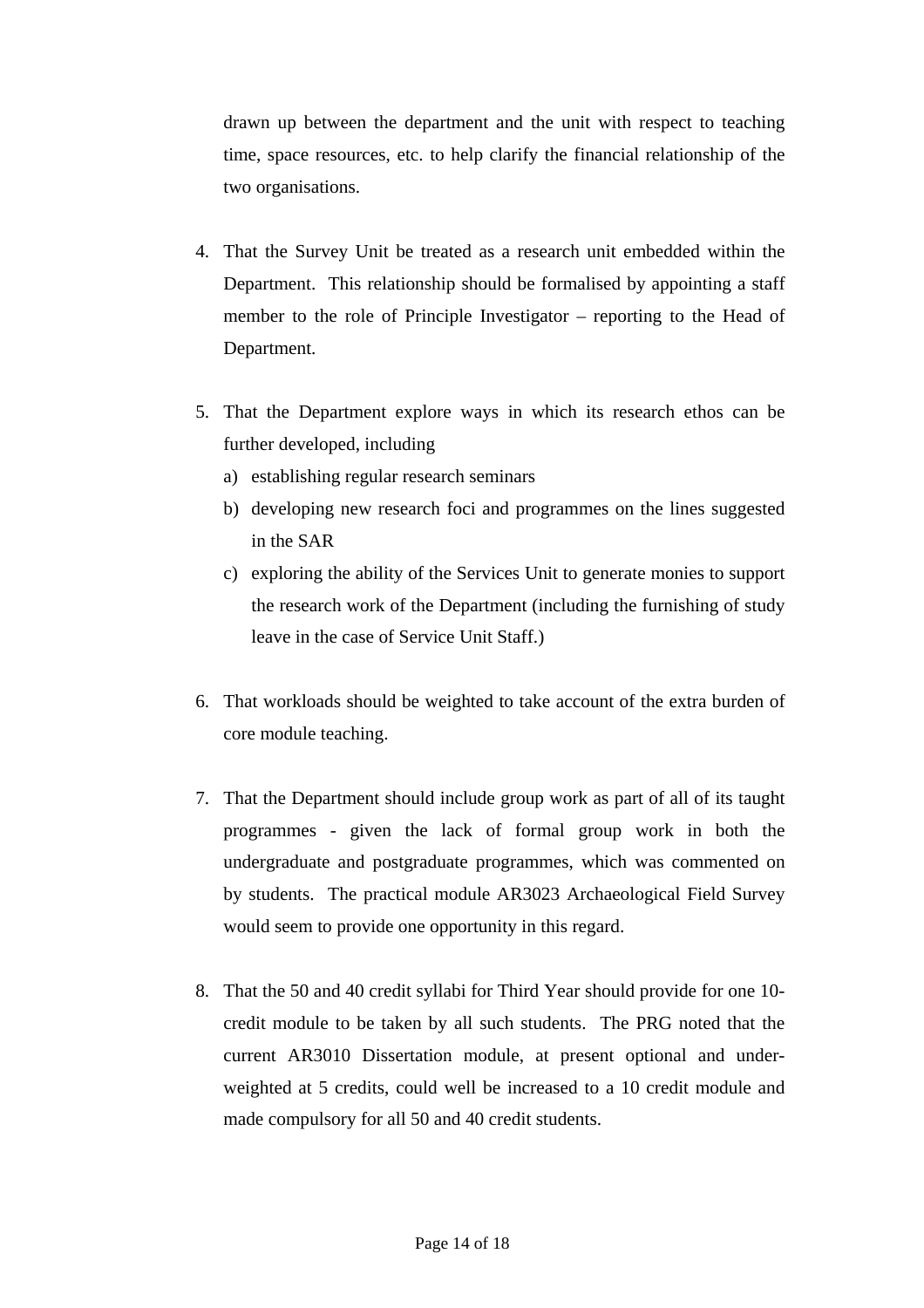drawn up between the department and the unit with respect to teaching time, space resources, etc. to help clarify the financial relationship of the two organisations.

4. That the Survey Unit be treated as a research unit embedded within the Department. This relationship should be formalised by appointing a staff member to the role of Principle Investigator – reporting to the Head of Department.

5. That the Department explore ways in which its research ethos can be further developed, including
   a) establishing regular research seminars
   b) developing new research foci and programmes on the lines suggested in the SAR
   c) exploring the ability of the Services Unit to generate monies to support the research work of the Department (including the furnishing of study leave in the case of Service Unit Staff.)

6. That workloads should be weighted to take account of the extra burden of core module teaching.

7. That the Department should include group work as part of all of its taught programmes - given the lack of formal group work in both the undergraduate and postgraduate programmes, which was commented on by students. The practical module AR3023 Archaeological Field Survey would seem to provide one opportunity in this regard.

8. That the 50 and 40 credit syllabi for Third Year should provide for one 10-credit module to be taken by all such students. The PRG noted that the current AR3010 Dissertation module, at present optional and under-weighted at 5 credits, could well be increased to a 10 credit module and made compulsory for all 50 and 40 credit students.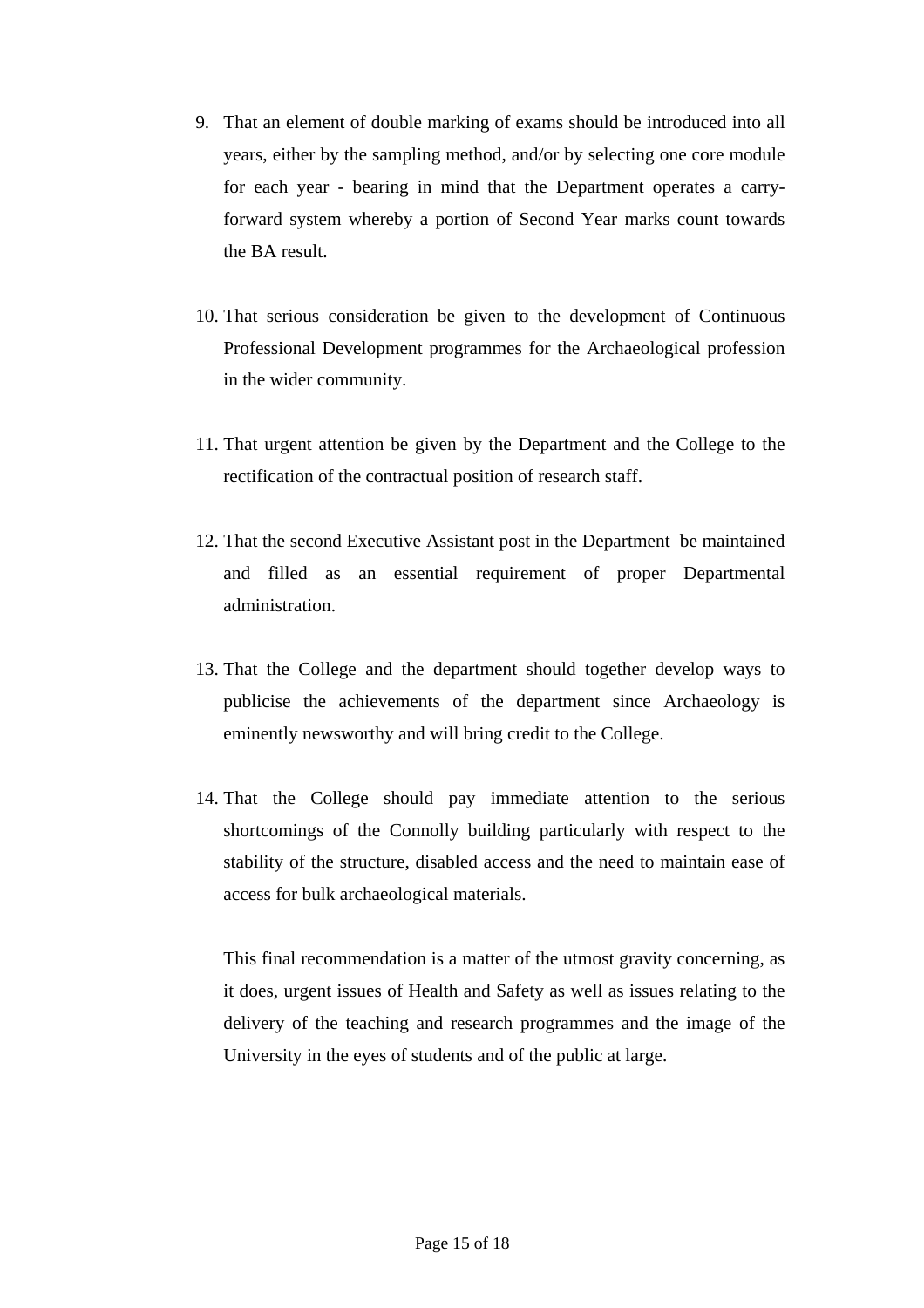9. That an element of double marking of exams should be introduced into all years, either by the sampling method, and/or by selecting one core module for each year - bearing in mind that the Department operates a carry-forward system whereby a portion of Second Year marks count towards the BA result.

10. That serious consideration be given to the development of Continuous Professional Development programmes for the Archaeological profession in the wider community.

11. That urgent attention be given by the Department and the College to the rectification of the contractual position of research staff.

12. That the second Executive Assistant post in the Department be maintained and filled as an essential requirement of proper Departmental administration.

13. That the College and the department should together develop ways to publicise the achievements of the department since Archaeology is eminently newsworthy and will bring credit to the College.

14. That the College should pay immediate attention to the serious shortcomings of the Connolly building particularly with respect to the stability of the structure, disabled access and the need to maintain ease of access for bulk archaeological materials.

    This final recommendation is a matter of the utmost gravity concerning, as it does, urgent issues of Health and Safety as well as issues relating to the delivery of the teaching and research programmes and the image of the University in the eyes of students and of the public at large.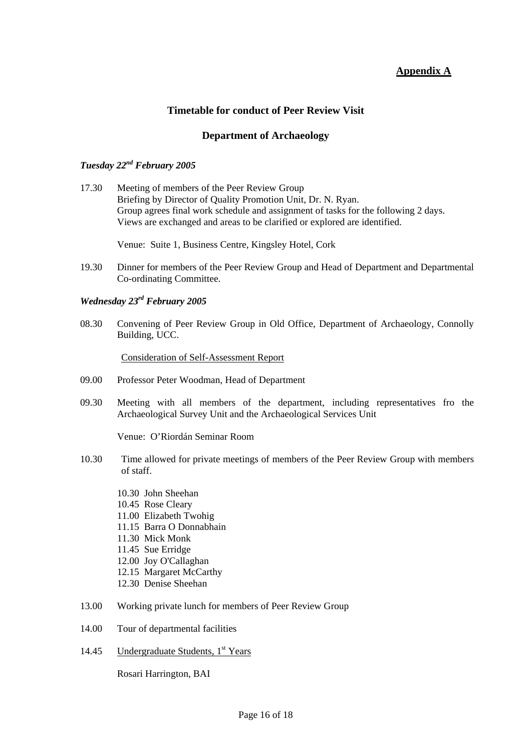**Appendix A**

## Timetable for conduct of Peer Review Visit

## Department of Archaeology

### *Tuesday 22nd February 2005*

17.30 Meeting of members of the Peer Review Group
Briefing by Director of Quality Promotion Unit, Dr. N. Ryan.
Group agrees final work schedule and assignment of tasks for the following 2 days.
Views are exchanged and areas to be clarified or explored are identified.

Venue: Suite 1, Business Centre, Kingsley Hotel, Cork

19.30 Dinner for members of the Peer Review Group and Head of Department and Departmental Co-ordinating Committee.

### *Wednesday 23rd February 2005*

08.30 Convening of Peer Review Group in Old Office, Department of Archaeology, Connolly Building, UCC.

Consideration of Self-Assessment Report

09.00 Professor Peter Woodman, Head of Department

09.30 Meeting with all members of the department, including representatives fro the Archaeological Survey Unit and the Archaeological Services Unit

Venue: O'Riordán Seminar Room

10.30 Time allowed for private meetings of members of the Peer Review Group with members of staff.

10.30 John Sheehan
10.45 Rose Cleary
11.00 Elizabeth Twohig
11.15 Barra O Donnabhain
11.30 Mick Monk
11.45 Sue Erridge
12.00 Joy O'Callaghan
12.15 Margaret McCarthy
12.30 Denise Sheehan

13.00 Working private lunch for members of Peer Review Group

14.00 Tour of departmental facilities

14.45 Undergraduate Students, 1st Years

Rosari Harrington, BAI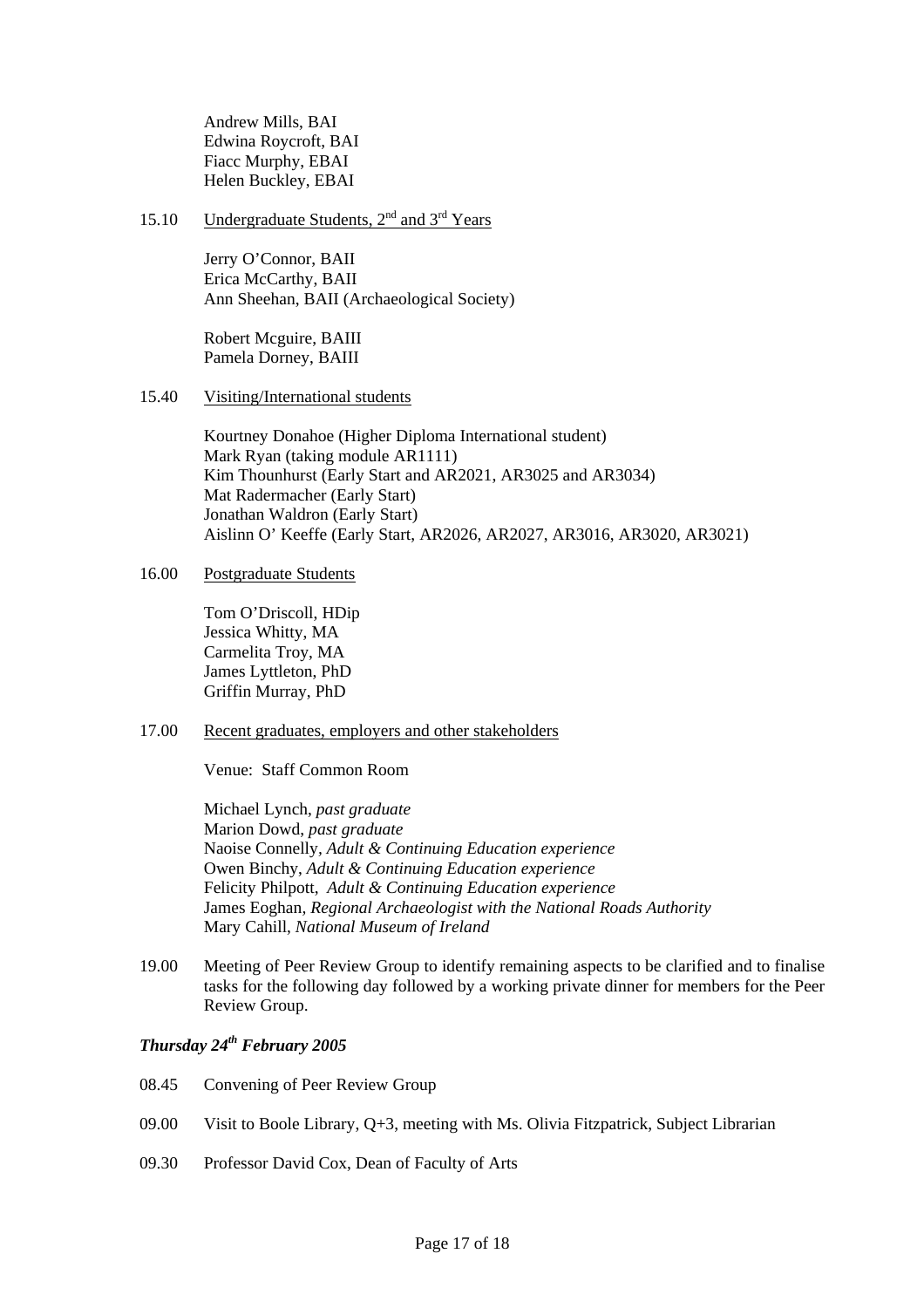Andrew Mills, BAI
Edwina Roycroft, BAI
Fiacc Murphy, EBAI
Helen Buckley, EBAI

15.10 Undergraduate Students, 2nd and 3rd Years

Jerry O'Connor, BAII
Erica McCarthy, BAII
Ann Sheehan, BAII (Archaeological Society)

Robert Mcguire, BAIII
Pamela Dorney, BAIII

15.40 Visiting/International students

Kourtney Donahoe (Higher Diploma International student)
Mark Ryan (taking module AR1111)
Kim Thounhurst (Early Start and AR2021, AR3025 and AR3034)
Mat Radermacher (Early Start)
Jonathan Waldron (Early Start)
Aislinn O' Keeffe (Early Start, AR2026, AR2027, AR3016, AR3020, AR3021)

16.00 Postgraduate Students

Tom O'Driscoll, HDip
Jessica Whitty, MA
Carmelita Troy, MA
James Lyttleton, PhD
Griffin Murray, PhD

17.00 Recent graduates, employers and other stakeholders

Venue: Staff Common Room

Michael Lynch, *past graduate*
Marion Dowd, *past graduate*
Naoise Connelly, *Adult & Continuing Education experience*
Owen Binchy, *Adult & Continuing Education experience*
Felicity Philpott, *Adult & Continuing Education experience*
James Eoghan, *Regional Archaeologist with the National Roads Authority*
Mary Cahill, *National Museum of Ireland*

19.00 Meeting of Peer Review Group to identify remaining aspects to be clarified and to finalise tasks for the following day followed by a working private dinner for members for the Peer Review Group.

***Thursday 24th February 2005***

08.45 Convening of Peer Review Group

09.00 Visit to Boole Library, Q+3, meeting with Ms. Olivia Fitzpatrick, Subject Librarian

09.30 Professor David Cox, Dean of Faculty of Arts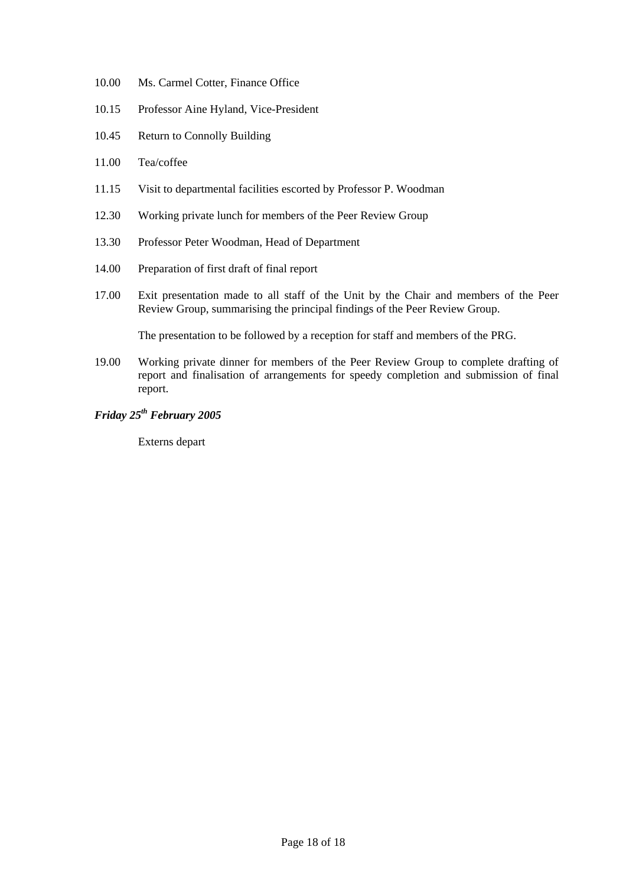10.00 Ms. Carmel Cotter, Finance Office

10.15 Professor Aine Hyland, Vice-President

10.45 Return to Connolly Building

11.00 Tea/coffee

11.15 Visit to departmental facilities escorted by Professor P. Woodman

12.30 Working private lunch for members of the Peer Review Group

13.30 Professor Peter Woodman, Head of Department

14.00 Preparation of first draft of final report

17.00 Exit presentation made to all staff of the Unit by the Chair and members of the Peer Review Group, summarising the principal findings of the Peer Review Group.

The presentation to be followed by a reception for staff and members of the PRG.

19.00 Working private dinner for members of the Peer Review Group to complete drafting of report and finalisation of arrangements for speedy completion and submission of final report.

***Friday 25th February 2005***

Externs depart